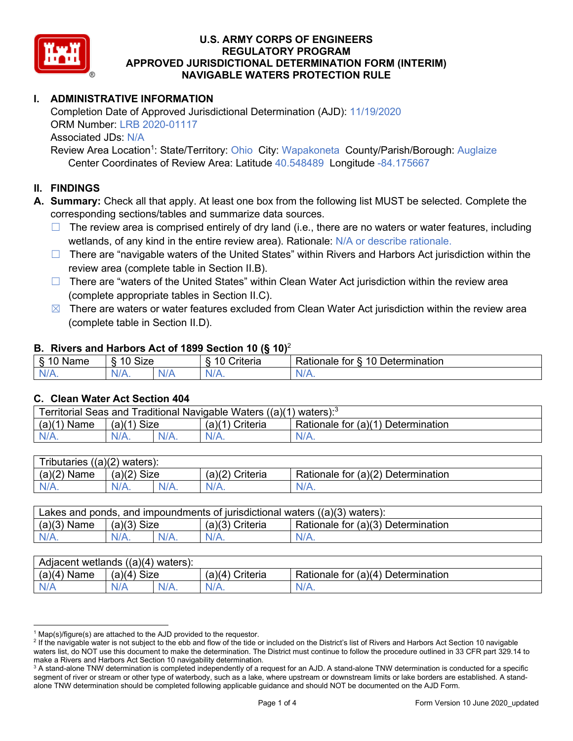# U.S. ARMY CORPS OF ENGINEERS
# REGULATORY PROGRAM
# APPROVED JURISDICTIONAL DETERMINATION FORM (INTERIM)
# NAVIGABLE WATERS PROTECTION RULE

## I. ADMINISTRATIVE INFORMATION

Completion Date of Approved Jurisdictional Determination (AJD): 11/19/2020
ORM Number: LRB 2020-01117
Associated JDs: N/A
Review Area Location[1]: State/Territory: Ohio City: Wapakoneta County/Parish/Borough: Auglaize
Center Coordinates of Review Area: Latitude 40.548489 Longitude -84.175667

## II. FINDINGS

**A. Summary:** Check all that apply. At least one box from the following list MUST be selected. Complete the corresponding sections/tables and summarize data sources.

- ☐ The review area is comprised entirely of dry land (i.e., there are no waters or water features, including wetlands, of any kind in the entire review area). Rationale: N/A or describe rationale.
- ☐ There are "navigable waters of the United States" within Rivers and Harbors Act jurisdiction within the review area (complete table in Section II.B).
- ☐ There are "waters of the United States" within Clean Water Act jurisdiction within the review area (complete appropriate tables in Section II.C).
- ☒ There are waters or water features excluded from Clean Water Act jurisdiction within the review area (complete table in Section II.D).

### B. Rivers and Harbors Act of 1899 Section 10 (§ 10)[2]

| § 10 Name | § 10 Size | | § 10 Criteria | Rationale for § 10 Determination |
|---|---|---|---|---|
| N/A. | N/A. | N/A | N/A. | N/A. |

### C. Clean Water Act Section 404

| Territorial Seas and Traditional Navigable Waters ((a)(1) waters):[3] | | | | |
|---|---|---|---|---|
| (a)(1) Name | (a)(1) Size | | (a)(1) Criteria | Rationale for (a)(1) Determination |
| N/A. | N/A. | N/A. | N/A. | N/A. |

| Tributaries ((a)(2) waters): | | | | |
|---|---|---|---|---|
| (a)(2) Name | (a)(2) Size | | (a)(2) Criteria | Rationale for (a)(2) Determination |
| N/A. | N/A. | N/A. | N/A. | N/A. |

| Lakes and ponds, and impoundments of jurisdictional waters ((a)(3) waters): | | | | |
|---|---|---|---|---|
| (a)(3) Name | (a)(3) Size | | (a)(3) Criteria | Rationale for (a)(3) Determination |
| N/A. | N/A. | N/A. | N/A. | N/A. |

| Adjacent wetlands ((a)(4) waters): | | | | |
|---|---|---|---|---|
| (a)(4) Name | (a)(4) Size | | (a)(4) Criteria | Rationale for (a)(4) Determination |
| N/A | N/A | N/A. | N/A. | N/A. |

---

[1] Map(s)/figure(s) are attached to the AJD provided to the requestor.
[2] If the navigable water is not subject to the ebb and flow of the tide or included on the District's list of Rivers and Harbors Act Section 10 navigable waters list, do NOT use this document to make the determination. The District must continue to follow the procedure outlined in 33 CFR part 329.14 to make a Rivers and Harbors Act Section 10 navigability determination.
[3] A stand-alone TNW determination is completed independently of a request for an AJD. A stand-alone TNW determination is conducted for a specific segment of river or stream or other type of waterbody, such as a lake, where upstream or downstream limits or lake borders are established. A stand-alone TNW determination should be completed following applicable guidance and should NOT be documented on the AJD Form.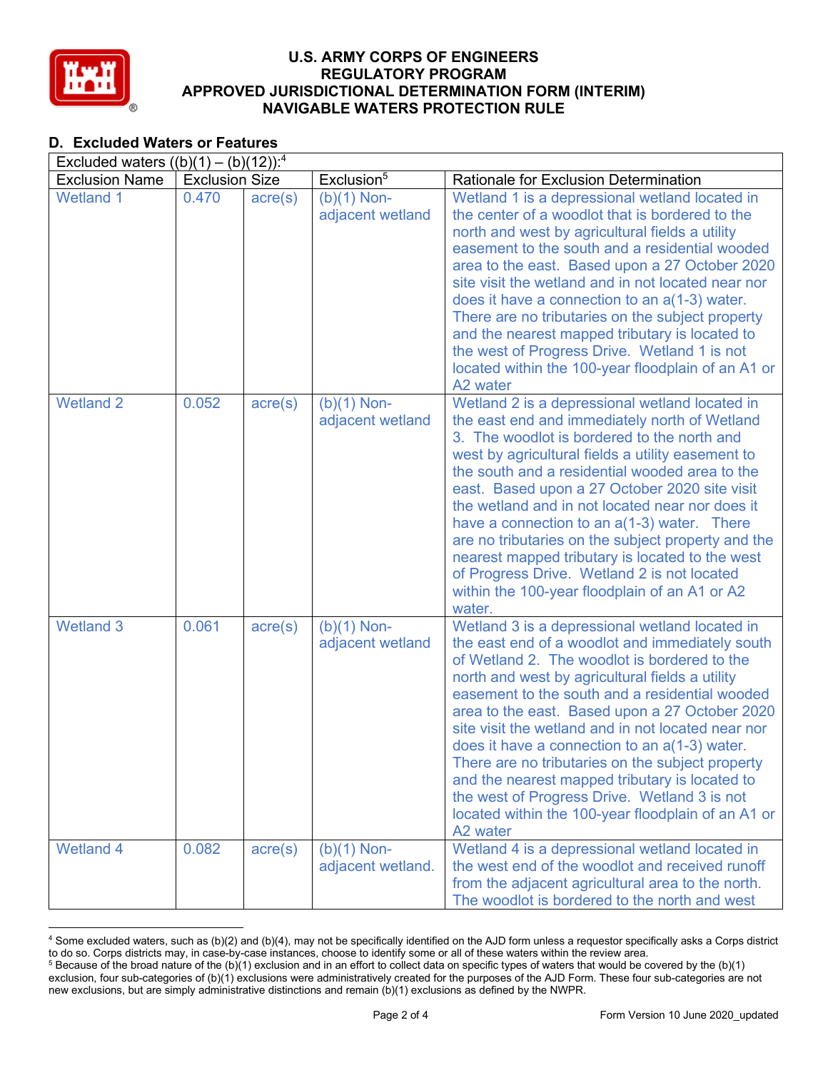## D. Excluded Waters or Features

| Excluded waters ((b)(1) – (b)(12)):[4] | | | | |
|---|---|---|---|---|
| Exclusion Name | Exclusion Size | | Exclusion[5] | Rationale for Exclusion Determination |
| Wetland 1 | 0.470 | acre(s) | (b)(1) Non-adjacent wetland | Wetland 1 is a depressional wetland located in the center of a woodlot that is bordered to the north and west by agricultural fields a utility easement to the south and a residential wooded area to the east. Based upon a 27 October 2020 site visit the wetland and in not located near nor does it have a connection to an a(1-3) water. There are no tributaries on the subject property and the nearest mapped tributary is located to the west of Progress Drive. Wetland 1 is not located within the 100-year floodplain of an A1 or A2 water |
| Wetland 2 | 0.052 | acre(s) | (b)(1) Non-adjacent wetland | Wetland 2 is a depressional wetland located in the east end and immediately north of Wetland 3. The woodlot is bordered to the north and west by agricultural fields a utility easement to the south and a residential wooded area to the east. Based upon a 27 October 2020 site visit the wetland and in not located near nor does it have a connection to an a(1-3) water. There are no tributaries on the subject property and the nearest mapped tributary is located to the west of Progress Drive. Wetland 2 is not located within the 100-year floodplain of an A1 or A2 water. |
| Wetland 3 | 0.061 | acre(s) | (b)(1) Non-adjacent wetland | Wetland 3 is a depressional wetland located in the east end of a woodlot and immediately south of Wetland 2. The woodlot is bordered to the north and west by agricultural fields a utility easement to the south and a residential wooded area to the east. Based upon a 27 October 2020 site visit the wetland and in not located near nor does it have a connection to an a(1-3) water. There are no tributaries on the subject property and the nearest mapped tributary is located to the west of Progress Drive. Wetland 3 is not located within the 100-year floodplain of an A1 or A2 water |
| Wetland 4 | 0.082 | acre(s) | (b)(1) Non-adjacent wetland. | Wetland 4 is a depressional wetland located in the west end of the woodlot and received runoff from the adjacent agricultural area to the north. The woodlot is bordered to the north and west |

[4] Some excluded waters, such as (b)(2) and (b)(4), may not be specifically identified on the AJD form unless a requestor specifically asks a Corps district to do so. Corps districts may, in case-by-case instances, choose to identify some or all of these waters within the review area.

[5] Because of the broad nature of the (b)(1) exclusion and in an effort to collect data on specific types of waters that would be covered by the (b)(1) exclusion, four sub-categories of (b)(1) exclusions were administratively created for the purposes of the AJD Form. These four sub-categories are not new exclusions, but are simply administrative distinctions and remain (b)(1) exclusions as defined by the NWPR.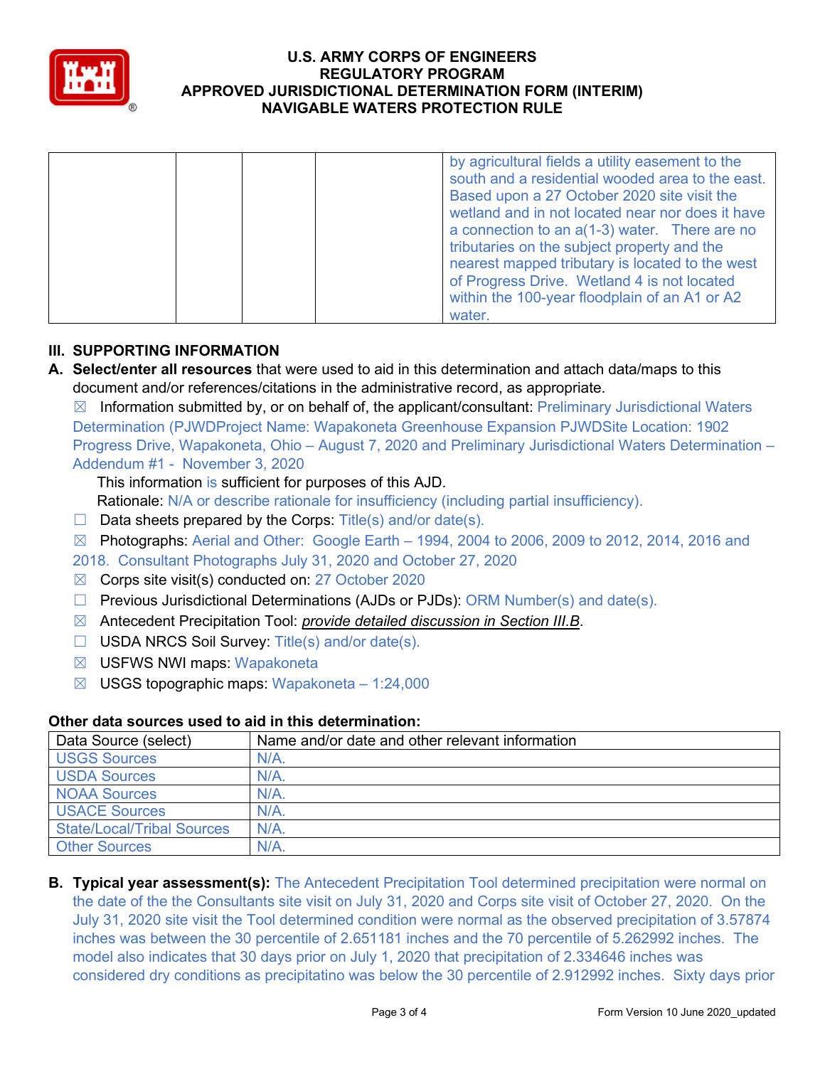|  |  |  |  | by agricultural fields a utility easement to the south and a residential wooded area to the east. Based upon a 27 October 2020 site visit the wetland and in not located near nor does it have a connection to an a(1-3) water. There are no tributaries on the subject property and the nearest mapped tributary is located to the west of Progress Drive. Wetland 4 is not located within the 100-year floodplain of an A1 or A2 water. |
|---|---|---|---|---|

## III. SUPPORTING INFORMATION

**A. Select/enter all resources** that were used to aid in this determination and attach data/maps to this document and/or references/citations in the administrative record, as appropriate.

☒ Information submitted by, or on behalf of, the applicant/consultant: Preliminary Jurisdictional Waters Determination (PJWDProject Name: Wapakoneta Greenhouse Expansion PJWDSite Location: 1902 Progress Drive, Wapakoneta, Ohio – August 7, 2020 and Preliminary Jurisdictional Waters Determination – Addendum #1 - November 3, 2020

This information is sufficient for purposes of this AJD.

Rationale: N/A or describe rationale for insufficiency (including partial insufficiency).

☐ Data sheets prepared by the Corps: Title(s) and/or date(s).

☒ Photographs: Aerial and Other: Google Earth – 1994, 2004 to 2006, 2009 to 2012, 2014, 2016 and 2018. Consultant Photographs July 31, 2020 and October 27, 2020

☒ Corps site visit(s) conducted on: 27 October 2020

☐ Previous Jurisdictional Determinations (AJDs or PJDs): ORM Number(s) and date(s).

☒ Antecedent Precipitation Tool: *provide detailed discussion in Section III.B*.

☐ USDA NRCS Soil Survey: Title(s) and/or date(s).

☒ USFWS NWI maps: Wapakoneta

☒ USGS topographic maps: Wapakoneta – 1:24,000

### Other data sources used to aid in this determination:

| Data Source (select) | Name and/or date and other relevant information |
|---|---|
| USGS Sources | N/A. |
| USDA Sources | N/A. |
| NOAA Sources | N/A. |
| USACE Sources | N/A. |
| State/Local/Tribal Sources | N/A. |
| Other Sources | N/A. |

**B. Typical year assessment(s):** The Antecedent Precipitation Tool determined precipitation were normal on the date of the the Consultants site visit on July 31, 2020 and Corps site visit of October 27, 2020. On the July 31, 2020 site visit the Tool determined condition were normal as the observed precipitation of 3.57874 inches was between the 30 percentile of 2.651181 inches and the 70 percentile of 5.262992 inches. The model also indicates that 30 days prior on July 1, 2020 that precipitation of 2.334646 inches was considered dry conditions as precipitatino was below the 30 percentile of 2.912992 inches. Sixty days prior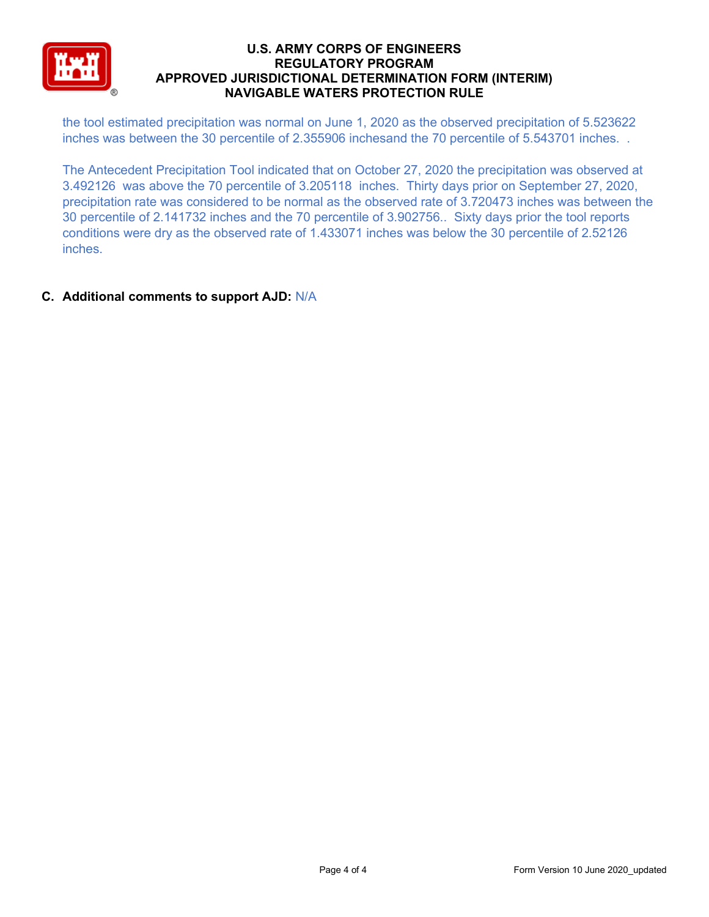the tool estimated precipitation was normal on June 1, 2020 as the observed precipitation of 5.523622 inches was between the 30 percentile of 2.355906 inchesand the 70 percentile of 5.543701 inches. .

The Antecedent Precipitation Tool indicated that on October 27, 2020 the precipitation was observed at 3.492126 was above the 70 percentile of 3.205118 inches. Thirty days prior on September 27, 2020, precipitation rate was considered to be normal as the observed rate of 3.720473 inches was between the 30 percentile of 2.141732 inches and the 70 percentile of 3.902756.. Sixty days prior the tool reports conditions were dry as the observed rate of 1.433071 inches was below the 30 percentile of 2.52126 inches.

**C. Additional comments to support AJD:** N/A